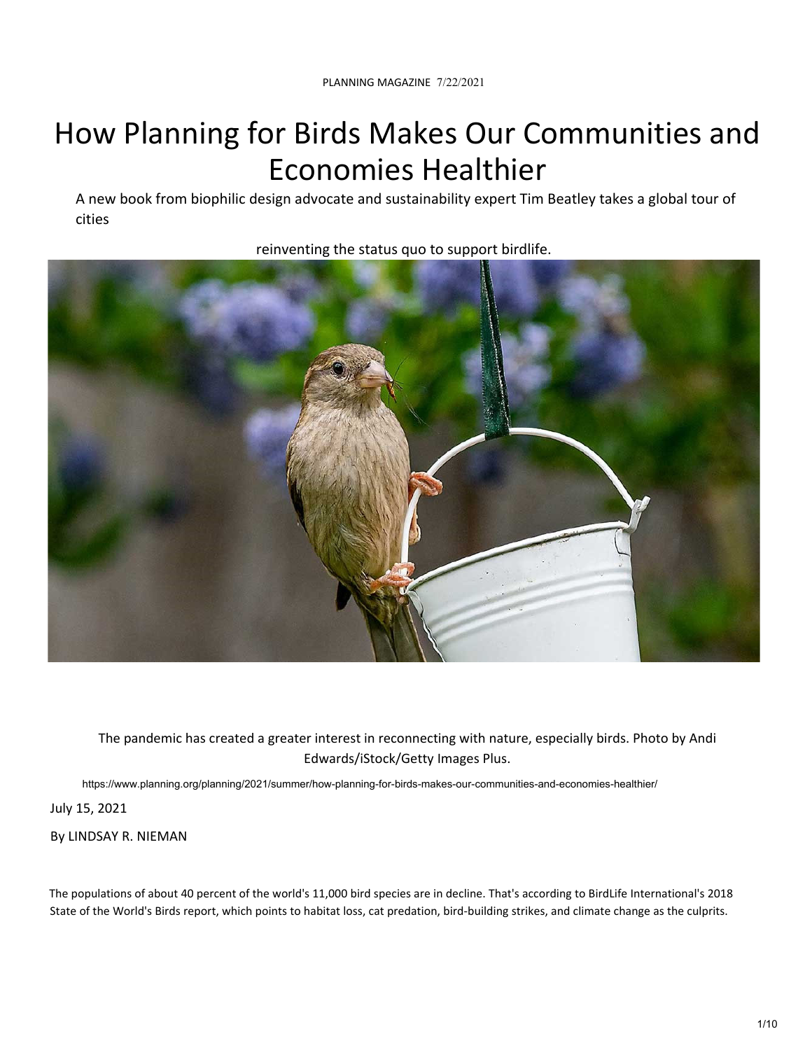# How Planning for Birds Makes Our Communities and Economies Healthier

A new book from biophilic design advocate and sustainability expert Tim Beatley takes a global tour of cities reinventing the status quo to support birdlife.

The pandemic has created a greater interest in reconnecting with nature, especially birds. Photo by Andi Edwards/iStock/Getty Images Plus.

https://www.planning.org/planning/2021/summer/how-planning-for-birds-makes-our-communities-and-economies-healthier/

July 15, 2021

By LINDSAY R. NIEMAN

The populations of about 40 percent of the world's 11,000 bird species are in decline. That's according to BirdLife International's 2018 State of the World's Birds report, which points to habitat loss, cat predation, bird-building strikes, and climate change as the culprits.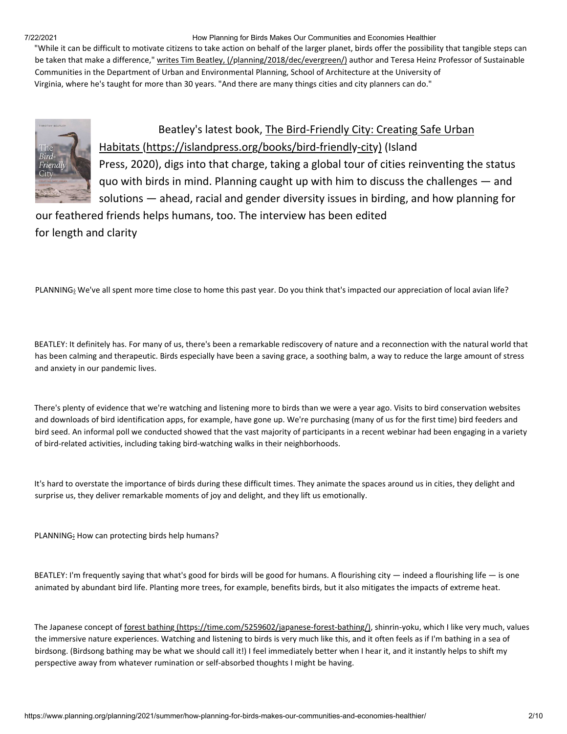"While it can be difficult to motivate citizens to take action on behalf of the larger planet, birds offer the possibility that tangible steps can be taken that make a difference," writes Tim Beatley, (/planning/2018/dec/evergreen/) author and Teresa Heinz Professor of Sustainable Communities in the Department of Urban and Environmental Planning, School of Architecture at the University of Virginia, where he's taught for more than 30 years. "And there are many things cities and city planners can do."

Beatley's latest book, The Bird-Friendly City: Creating Safe Urban Habitats (https://islandpress.org/books/bird-friendly-city) (Island Press, 2020), digs into that charge, taking a global tour of cities reinventing the status quo with birds in mind. Planning caught up with him to discuss the challenges — and solutions — ahead, racial and gender diversity issues in birding, and how planning for our feathered friends helps humans, too. The interview has been edited for length and clarity

PLANNING: We've all spent more time close to home this past year. Do you think that's impacted our appreciation of local avian life?

BEATLEY: It definitely has. For many of us, there's been a remarkable rediscovery of nature and a reconnection with the natural world that has been calming and therapeutic. Birds especially have been a saving grace, a soothing balm, a way to reduce the large amount of stress and anxiety in our pandemic lives.

There's plenty of evidence that we're watching and listening more to birds than we were a year ago. Visits to bird conservation websites and downloads of bird identification apps, for example, have gone up. We're purchasing (many of us for the first time) bird feeders and bird seed. An informal poll we conducted showed that the vast majority of participants in a recent webinar had been engaging in a variety of bird-related activities, including taking bird-watching walks in their neighborhoods.

It's hard to overstate the importance of birds during these difficult times. They animate the spaces around us in cities, they delight and surprise us, they deliver remarkable moments of joy and delight, and they lift us emotionally.

PLANNING: How can protecting birds help humans?

BEATLEY: I'm frequently saying that what's good for birds will be good for humans. A flourishing city — indeed a flourishing life — is one animated by abundant bird life. Planting more trees, for example, benefits birds, but it also mitigates the impacts of extreme heat.

The Japanese concept of forest bathing (https://time.com/5259602/japanese-forest-bathing/), shinrin-yoku, which I like very much, values the immersive nature experiences. Watching and listening to birds is very much like this, and it often feels as if I'm bathing in a sea of birdsong. (Birdsong bathing may be what we should call it!) I feel immediately better when I hear it, and it instantly helps to shift my perspective away from whatever rumination or self-absorbed thoughts I might be having.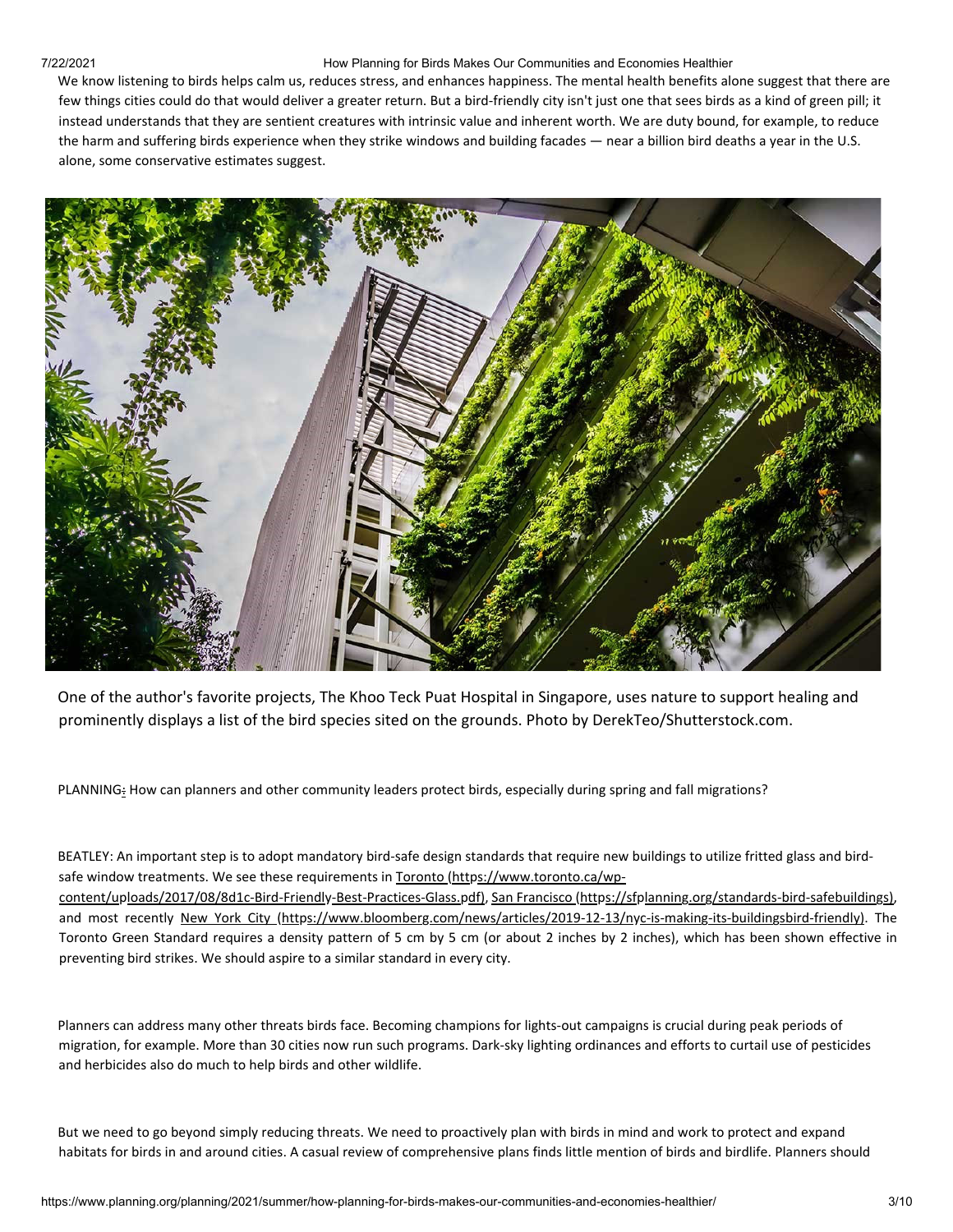We know listening to birds helps calm us, reduces stress, and enhances happiness. The mental health benefits alone suggest that there are few things cities could do that would deliver a greater return. But a bird-friendly city isn't just one that sees birds as a kind of green pill; it instead understands that they are sentient creatures with intrinsic value and inherent worth. We are duty bound, for example, to reduce the harm and suffering birds experience when they strike windows and building facades — near a billion bird deaths a year in the U.S. alone, some conservative estimates suggest.

One of the author's favorite projects, The Khoo Teck Puat Hospital in Singapore, uses nature to support healing and prominently displays a list of the bird species sited on the grounds. Photo by DerekTeo/Shutterstock.com.

PLANNING: How can planners and other community leaders protect birds, especially during spring and fall migrations?

BEATLEY: An important step is to adopt mandatory bird-safe design standards that require new buildings to utilize fritted glass and bird-safe window treatments. We see these requirements in Toronto (https://www.toronto.ca/wp-content/uploads/2017/08/8d1c-Bird-Friendly-Best-Practices-Glass.pdf), San Francisco (https://sfplanning.org/standards-bird-safebuildings), and most recently New York City (https://www.bloomberg.com/news/articles/2019-12-13/nyc-is-making-its-buildingsbird-friendly). The Toronto Green Standard requires a density pattern of 5 cm by 5 cm (or about 2 inches by 2 inches), which has been shown effective in preventing bird strikes. We should aspire to a similar standard in every city.

Planners can address many other threats birds face. Becoming champions for lights-out campaigns is crucial during peak periods of migration, for example. More than 30 cities now run such programs. Dark-sky lighting ordinances and efforts to curtail use of pesticides and herbicides also do much to help birds and other wildlife.

But we need to go beyond simply reducing threats. We need to proactively plan with birds in mind and work to protect and expand habitats for birds in and around cities. A casual review of comprehensive plans finds little mention of birds and birdlife. Planners should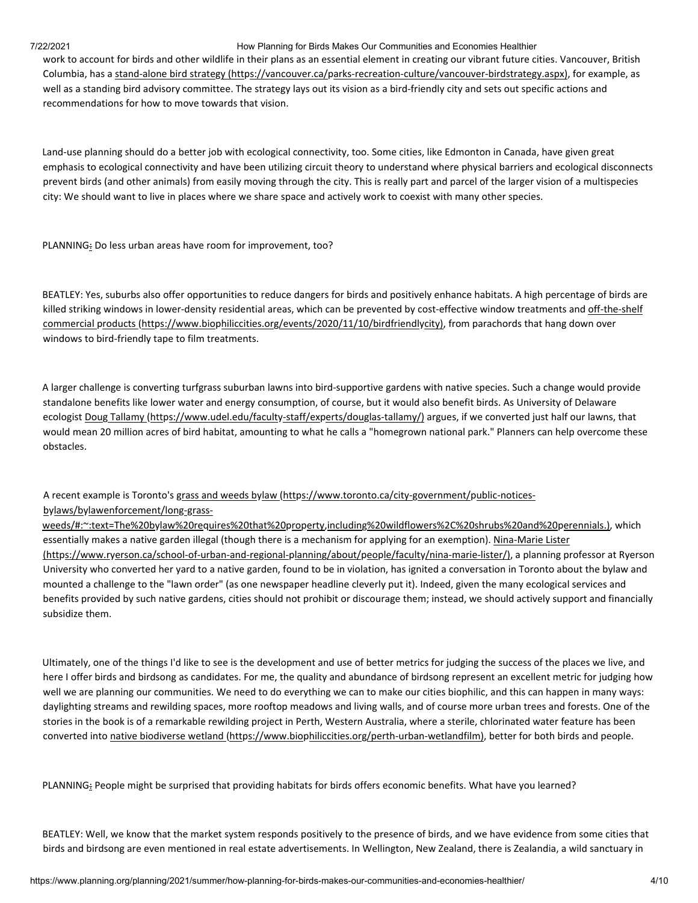work to account for birds and other wildlife in their plans as an essential element in creating our vibrant future cities. Vancouver, British Columbia, has a [stand-alone bird strategy (https://vancouver.ca/parks-recreation-culture/vancouver-birdstrategy.aspx)](https://vancouver.ca/parks-recreation-culture/vancouver-birdstrategy.aspx), for example, as well as a standing bird advisory committee. The strategy lays out its vision as a bird-friendly city and sets out specific actions and recommendations for how to move towards that vision.

Land-use planning should do a better job with ecological connectivity, too. Some cities, like Edmonton in Canada, have given great emphasis to ecological connectivity and have been utilizing circuit theory to understand where physical barriers and ecological disconnects prevent birds (and other animals) from easily moving through the city. This is really part and parcel of the larger vision of a multispecies city: We should want to live in places where we share space and actively work to coexist with many other species.

PLANNING: Do less urban areas have room for improvement, too?

BEATLEY: Yes, suburbs also offer opportunities to reduce dangers for birds and positively enhance habitats. A high percentage of birds are killed striking windows in lower-density residential areas, which can be prevented by cost-effective window treatments and [off-the-shelf commercial products (https://www.biophiliccities.org/events/2020/11/10/birdfriendlycity)](https://www.biophiliccities.org/events/2020/11/10/birdfriendlycity), from parachords that hang down over windows to bird-friendly tape to film treatments.

A larger challenge is converting turfgrass suburban lawns into bird-supportive gardens with native species. Such a change would provide standalone benefits like lower water and energy consumption, of course, but it would also benefit birds. As University of Delaware ecologist [Doug Tallamy (https://www.udel.edu/faculty-staff/experts/douglas-tallamy/)](https://www.udel.edu/faculty-staff/experts/douglas-tallamy/) argues, if we converted just half our lawns, that would mean 20 million acres of bird habitat, amounting to what he calls a "homegrown national park." Planners can help overcome these obstacles.

A recent example is Toronto's [grass and weeds bylaw (https://www.toronto.ca/city-government/public-notices-bylaws/bylawenforcement/long-grass-weeds/#:~:text=The%20bylaw%20requires%20that%20property,including%20wildflowers%2C%20shrubs%20and%20perennials.)](https://www.toronto.ca/city-government/public-notices-bylaws/bylawenforcement/long-grass-weeds/#:~:text=The%20bylaw%20requires%20that%20property,including%20wildflowers%2C%20shrubs%20and%20perennials.), which essentially makes a native garden illegal (though there is a mechanism for applying for an exemption). [Nina-Marie Lister (https://www.ryerson.ca/school-of-urban-and-regional-planning/about/people/faculty/nina-marie-lister/)](https://www.ryerson.ca/school-of-urban-and-regional-planning/about/people/faculty/nina-marie-lister/), a planning professor at Ryerson University who converted her yard to a native garden, found to be in violation, has ignited a conversation in Toronto about the bylaw and mounted a challenge to the "lawn order" (as one newspaper headline cleverly put it). Indeed, given the many ecological services and benefits provided by such native gardens, cities should not prohibit or discourage them; instead, we should actively support and financially subsidize them.

Ultimately, one of the things I'd like to see is the development and use of better metrics for judging the success of the places we live, and here I offer birds and birdsong as candidates. For me, the quality and abundance of birdsong represent an excellent metric for judging how well we are planning our communities. We need to do everything we can to make our cities biophilic, and this can happen in many ways: daylighting streams and rewilding spaces, more rooftop meadows and living walls, and of course more urban trees and forests. One of the stories in the book is of a remarkable rewilding project in Perth, Western Australia, where a sterile, chlorinated water feature has been converted into [native biodiverse wetland (https://www.biophiliccities.org/perth-urban-wetlandfilm)](https://www.biophiliccities.org/perth-urban-wetlandfilm), better for both birds and people.

PLANNING: People might be surprised that providing habitats for birds offers economic benefits. What have you learned?

BEATLEY: Well, we know that the market system responds positively to the presence of birds, and we have evidence from some cities that birds and birdsong are even mentioned in real estate advertisements. In Wellington, New Zealand, there is Zealandia, a wild sanctuary in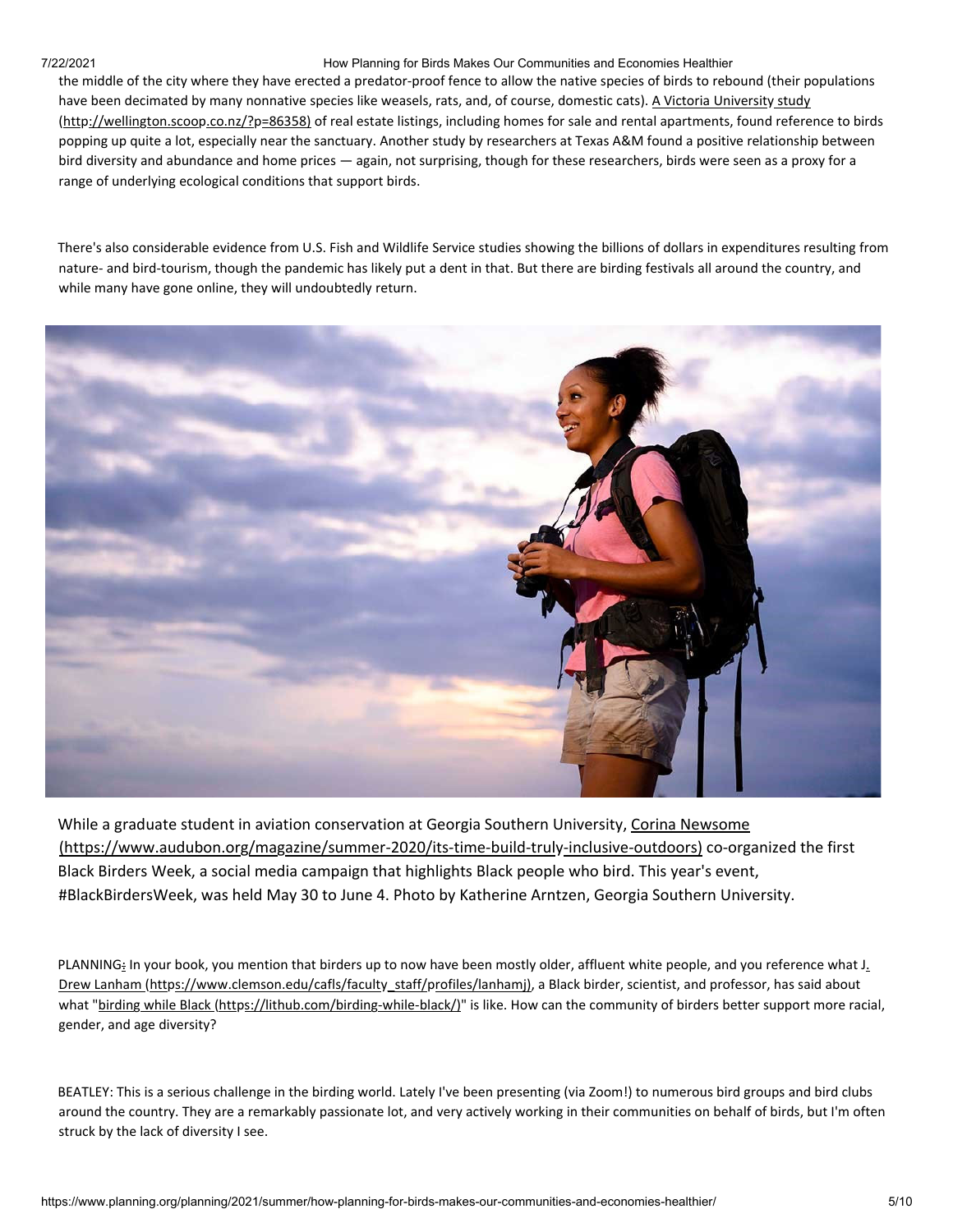the middle of the city where they have erected a predator-proof fence to allow the native species of birds to rebound (their populations have been decimated by many nonnative species like weasels, rats, and, of course, domestic cats). A Victoria University study (http://wellington.scoop.co.nz/?p=86358) of real estate listings, including homes for sale and rental apartments, found reference to birds popping up quite a lot, especially near the sanctuary. Another study by researchers at Texas A&M found a positive relationship between bird diversity and abundance and home prices — again, not surprising, though for these researchers, birds were seen as a proxy for a range of underlying ecological conditions that support birds.

There's also considerable evidence from U.S. Fish and Wildlife Service studies showing the billions of dollars in expenditures resulting from nature- and bird-tourism, though the pandemic has likely put a dent in that. But there are birding festivals all around the country, and while many have gone online, they will undoubtedly return.

While a graduate student in aviation conservation at Georgia Southern University, Corina Newsome (https://www.audubon.org/magazine/summer-2020/its-time-build-truly-inclusive-outdoors) co-organized the first Black Birders Week, a social media campaign that highlights Black people who bird. This year's event, #BlackBirdersWeek, was held May 30 to June 4. Photo by Katherine Arntzen, Georgia Southern University.

PLANNING: In your book, you mention that birders up to now have been mostly older, affluent white people, and you reference what J. Drew Lanham (https://www.clemson.edu/cafls/faculty_staff/profiles/lanhamj), a Black birder, scientist, and professor, has said about what "birding while Black (https://lithub.com/birding-while-black/)" is like. How can the community of birders better support more racial, gender, and age diversity?

BEATLEY: This is a serious challenge in the birding world. Lately I've been presenting (via Zoom!) to numerous bird groups and bird clubs around the country. They are a remarkably passionate lot, and very actively working in their communities on behalf of birds, but I'm often struck by the lack of diversity I see.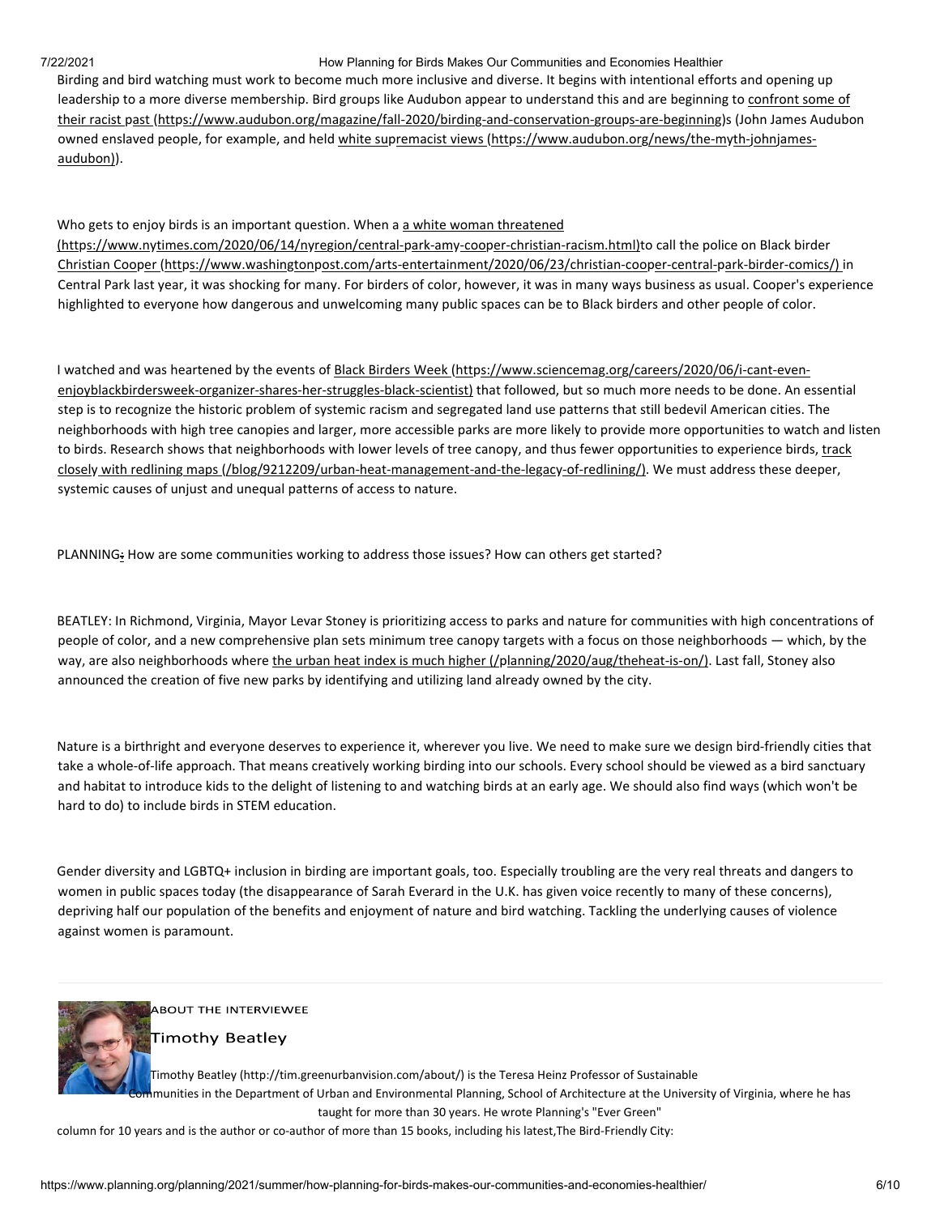Birding and bird watching must work to become much more inclusive and diverse. It begins with intentional efforts and opening up leadership to a more diverse membership. Bird groups like Audubon appear to understand this and are beginning to [confront some of their racist past (https://www.audubon.org/magazine/fall-2020/birding-and-conservation-groups-are-beginning)](https://www.audubon.org/magazine/fall-2020/birding-and-conservation-groups-are-beginning)s (John James Audubon owned enslaved people, for example, and held [white supremacist views (https://www.audubon.org/news/the-myth-johnjames-audubon)](https://www.audubon.org/news/the-myth-johnjames-audubon)).

Who gets to enjoy birds is an important question. When a [a white woman threatened (https://www.nytimes.com/2020/06/14/nyregion/central-park-amy-cooper-christian-racism.html)](https://www.nytimes.com/2020/06/14/nyregion/central-park-amy-cooper-christian-racism.html)to call the police on Black birder [Christian Cooper (https://www.washingtonpost.com/arts-entertainment/2020/06/23/christian-cooper-central-park-birder-comics/)](https://www.washingtonpost.com/arts-entertainment/2020/06/23/christian-cooper-central-park-birder-comics/) in Central Park last year, it was shocking for many. For birders of color, however, it was in many ways business as usual. Cooper's experience highlighted to everyone how dangerous and unwelcoming many public spaces can be to Black birders and other people of color.

I watched and was heartened by the events of [Black Birders Week (https://www.sciencemag.org/careers/2020/06/i-cant-even-enjoyblackbirdersweek-organizer-shares-her-struggles-black-scientist)](https://www.sciencemag.org/careers/2020/06/i-cant-even-enjoyblackbirdersweek-organizer-shares-her-struggles-black-scientist) that followed, but so much more needs to be done. An essential step is to recognize the historic problem of systemic racism and segregated land use patterns that still bedevil American cities. The neighborhoods with high tree canopies and larger, more accessible parks are more likely to provide more opportunities to watch and listen to birds. Research shows that neighborhoods with lower levels of tree canopy, and thus fewer opportunities to experience birds, [track closely with redlining maps (/blog/9212209/urban-heat-management-and-the-legacy-of-redlining/)](/blog/9212209/urban-heat-management-and-the-legacy-of-redlining/). We must address these deeper, systemic causes of unjust and unequal patterns of access to nature.

PLANNING: How are some communities working to address those issues? How can others get started?

BEATLEY: In Richmond, Virginia, Mayor Levar Stoney is prioritizing access to parks and nature for communities with high concentrations of people of color, and a new comprehensive plan sets minimum tree canopy targets with a focus on those neighborhoods — which, by the way, are also neighborhoods where [the urban heat index is much higher (/planning/2020/aug/theheat-is-on/)](/planning/2020/aug/theheat-is-on/). Last fall, Stoney also announced the creation of five new parks by identifying and utilizing land already owned by the city.

Nature is a birthright and everyone deserves to experience it, wherever you live. We need to make sure we design bird-friendly cities that take a whole-of-life approach. That means creatively working birding into our schools. Every school should be viewed as a bird sanctuary and habitat to introduce kids to the delight of listening to and watching birds at an early age. We should also find ways (which won't be hard to do) to include birds in STEM education.

Gender diversity and LGBTQ+ inclusion in birding are important goals, too. Especially troubling are the very real threats and dangers to women in public spaces today (the disappearance of Sarah Everard in the U.K. has given voice recently to many of these concerns), depriving half our population of the benefits and enjoyment of nature and bird watching. Tackling the underlying causes of violence against women is paramount.

---

ABOUT THE INTERVIEWEE

## Timothy Beatley

Timothy Beatley (http://tim.greenurbanvision.com/about/) is the Teresa Heinz Professor of Sustainable Communities in the Department of Urban and Environmental Planning, School of Architecture at the University of Virginia, where he has taught for more than 30 years. He wrote Planning's "Ever Green" column for 10 years and is the author or co-author of more than 15 books, including his latest,The Bird-Friendly City: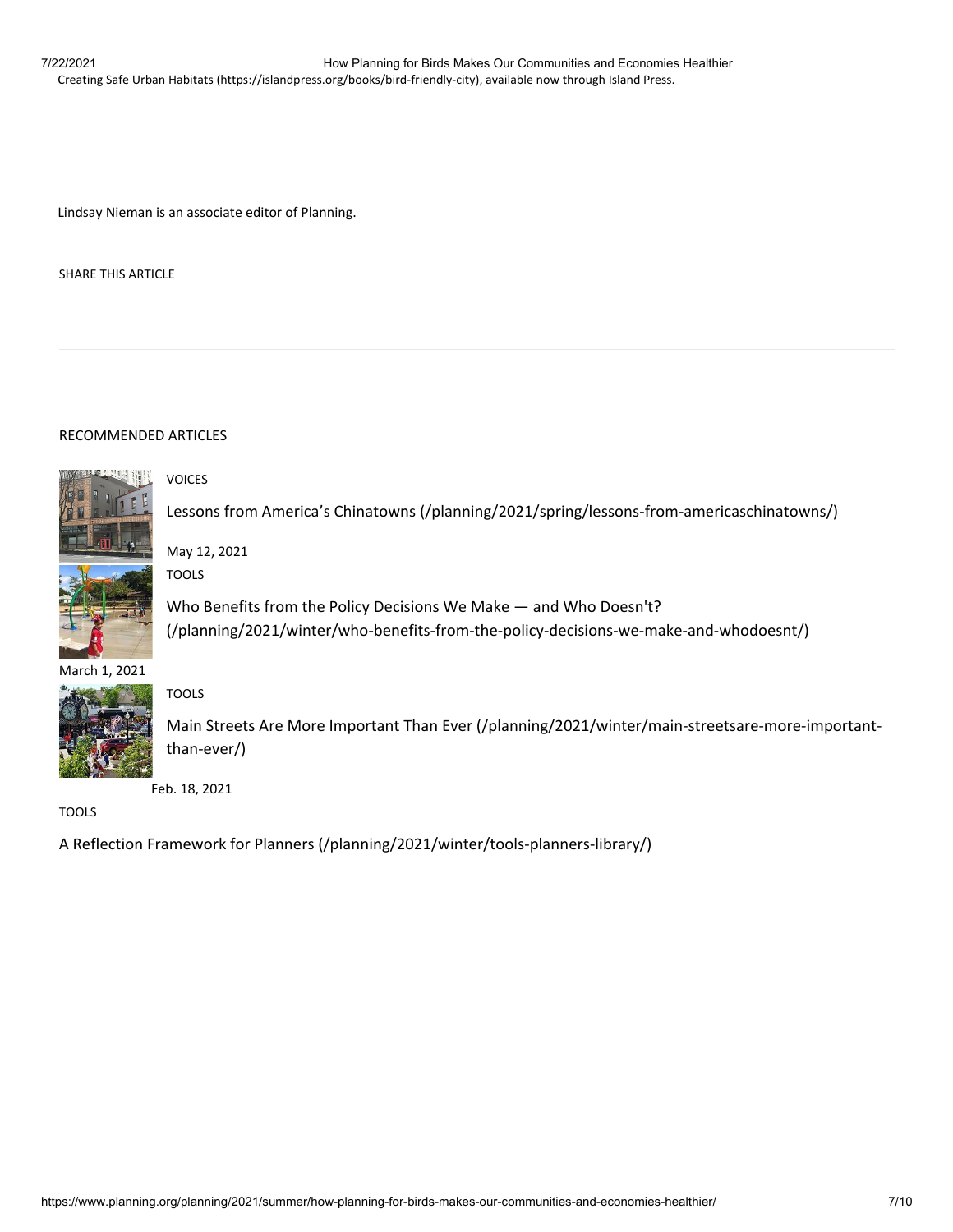Creating Safe Urban Habitats (https://islandpress.org/books/bird-friendly-city), available now through Island Press.

---

Lindsay Nieman is an associate editor of Planning.

SHARE THIS ARTICLE

---

RECOMMENDED ARTICLES

VOICES

Lessons from America's Chinatowns (/planning/2021/spring/lessons-from-americaschinatowns/)

May 12, 2021

TOOLS

Who Benefits from the Policy Decisions We Make — and Who Doesn't? (/planning/2021/winter/who-benefits-from-the-policy-decisions-we-make-and-whodoesnt/)

March 1, 2021

TOOLS

Main Streets Are More Important Than Ever (/planning/2021/winter/main-streetsare-more-important-than-ever/)

Feb. 18, 2021

TOOLS

A Reflection Framework for Planners (/planning/2021/winter/tools-planners-library/)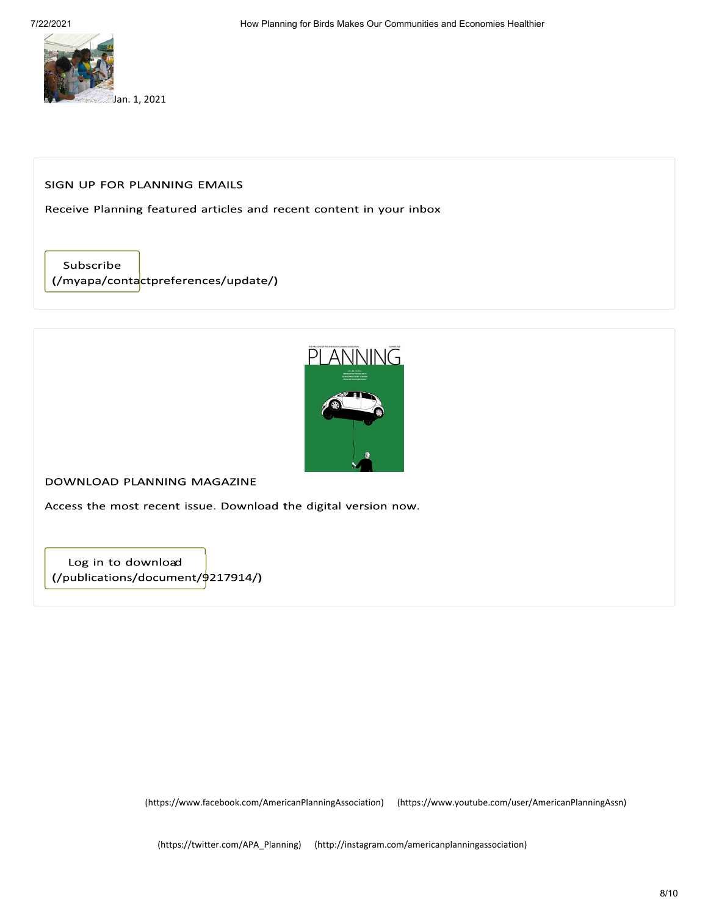Jan. 1, 2021

SIGN UP FOR PLANNING EMAILS

Receive Planning featured articles and recent content in your inbox

Subscribe (/myapa/contactpreferences/update/)

DOWNLOAD PLANNING MAGAZINE

Access the most recent issue. Download the digital version now.

Log in to download (/publications/document/9217914/)

(https://www.facebook.com/AmericanPlanningAssociation) (https://www.youtube.com/user/AmericanPlanningAssn)

(https://twitter.com/APA_Planning) (http://instagram.com/americanplanningassociation)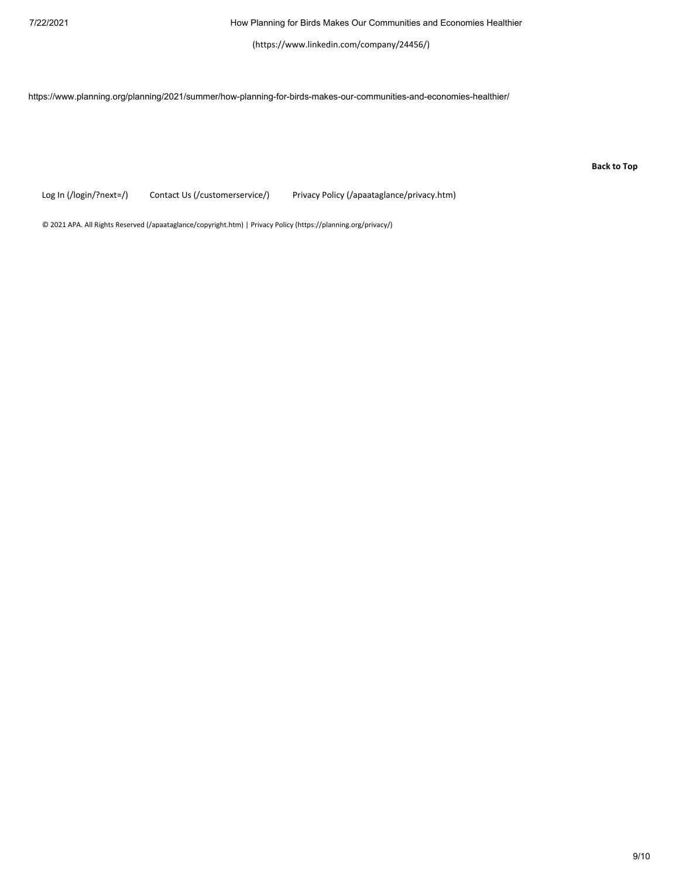(https://www.linkedin.com/company/24456/)

https://www.planning.org/planning/2021/summer/how-planning-for-birds-makes-our-communities-and-economies-healthier/

**Back to Top**

Log In (/login/?next=/) Contact Us (/customerservice/) Privacy Policy (/apaataglance/privacy.htm)

© 2021 APA. All Rights Reserved (/apaataglance/copyright.htm) | Privacy Policy (https://planning.org/privacy/)